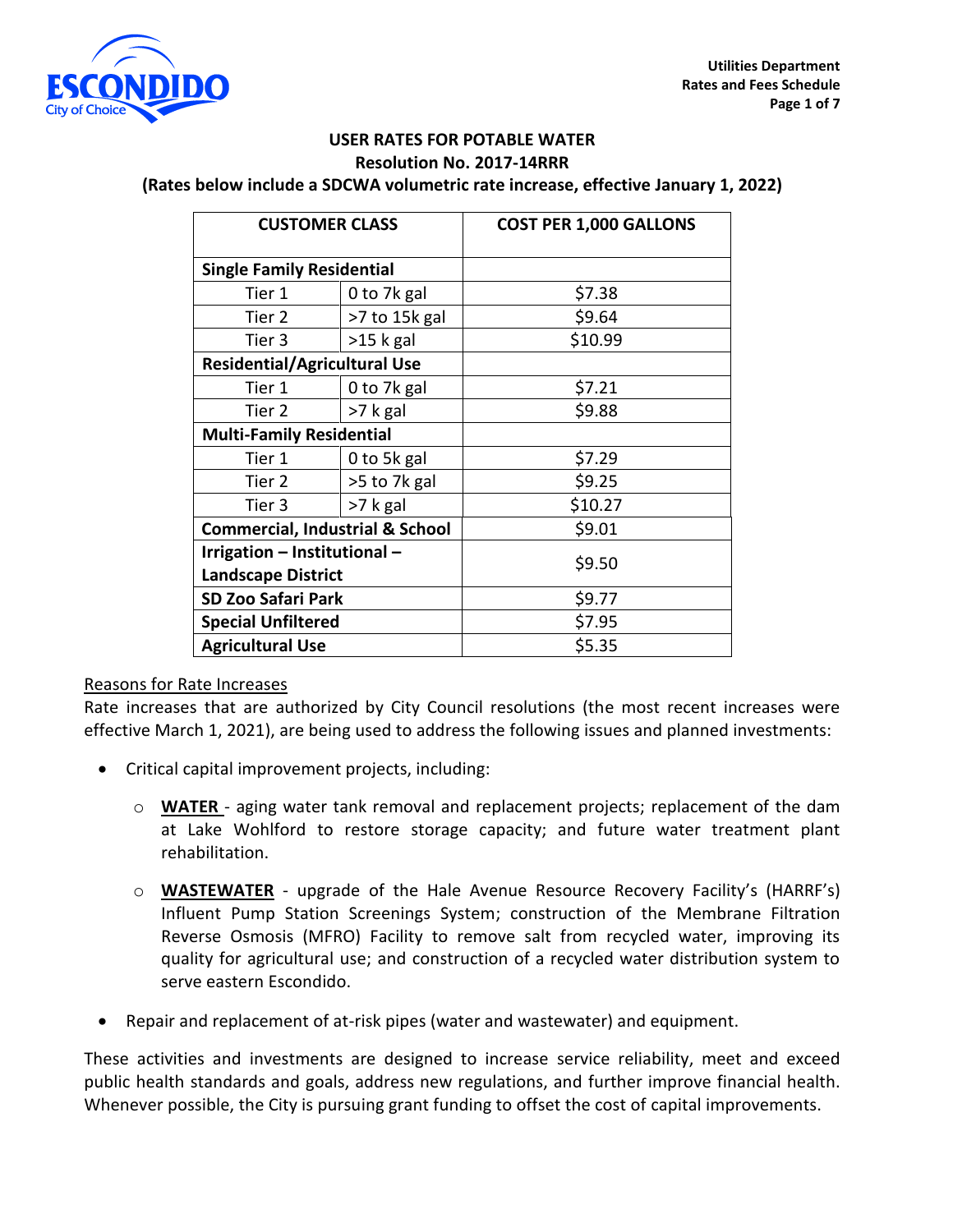## USER RATES FOR POTABLE WATER

**Resolution No. 2017-14RRR**

**(Rates below include a SDCWA volumetric rate increase, effective January 1, 2022)**

| CUSTOMER CLASS | | COST PER 1,000 GALLONS |
|---|---|---|
| **Single Family Residential** | | |
| Tier 1 | 0 to 7k gal | $7.38 |
| Tier 2 | >7 to 15k gal | $9.64 |
| Tier 3 | >15 k gal | $10.99 |
| **Residential/Agricultural Use** | | |
| Tier 1 | 0 to 7k gal | $7.21 |
| Tier 2 | >7 k gal | $9.88 |
| **Multi-Family Residential** | | |
| Tier 1 | 0 to 5k gal | $7.29 |
| Tier 2 | >5 to 7k gal | $9.25 |
| Tier 3 | >7 k gal | $10.27 |
| **Commercial, Industrial & School** | | $9.01 |
| **Irrigation – Institutional – Landscape District** | | $9.50 |
| **SD Zoo Safari Park** | | $9.77 |
| **Special Unfiltered** | | $7.95 |
| **Agricultural Use** | | $5.35 |

Reasons for Rate Increases

Rate increases that are authorized by City Council resolutions (the most recent increases were effective March 1, 2021), are being used to address the following issues and planned investments:

- Critical capital improvement projects, including:
  - **WATER** - aging water tank removal and replacement projects; replacement of the dam at Lake Wohlford to restore storage capacity; and future water treatment plant rehabilitation.
  - **WASTEWATER** - upgrade of the Hale Avenue Resource Recovery Facility's (HARRF's) Influent Pump Station Screenings System; construction of the Membrane Filtration Reverse Osmosis (MFRO) Facility to remove salt from recycled water, improving its quality for agricultural use; and construction of a recycled water distribution system to serve eastern Escondido.
- Repair and replacement of at-risk pipes (water and wastewater) and equipment.

These activities and investments are designed to increase service reliability, meet and exceed public health standards and goals, address new regulations, and further improve financial health. Whenever possible, the City is pursuing grant funding to offset the cost of capital improvements.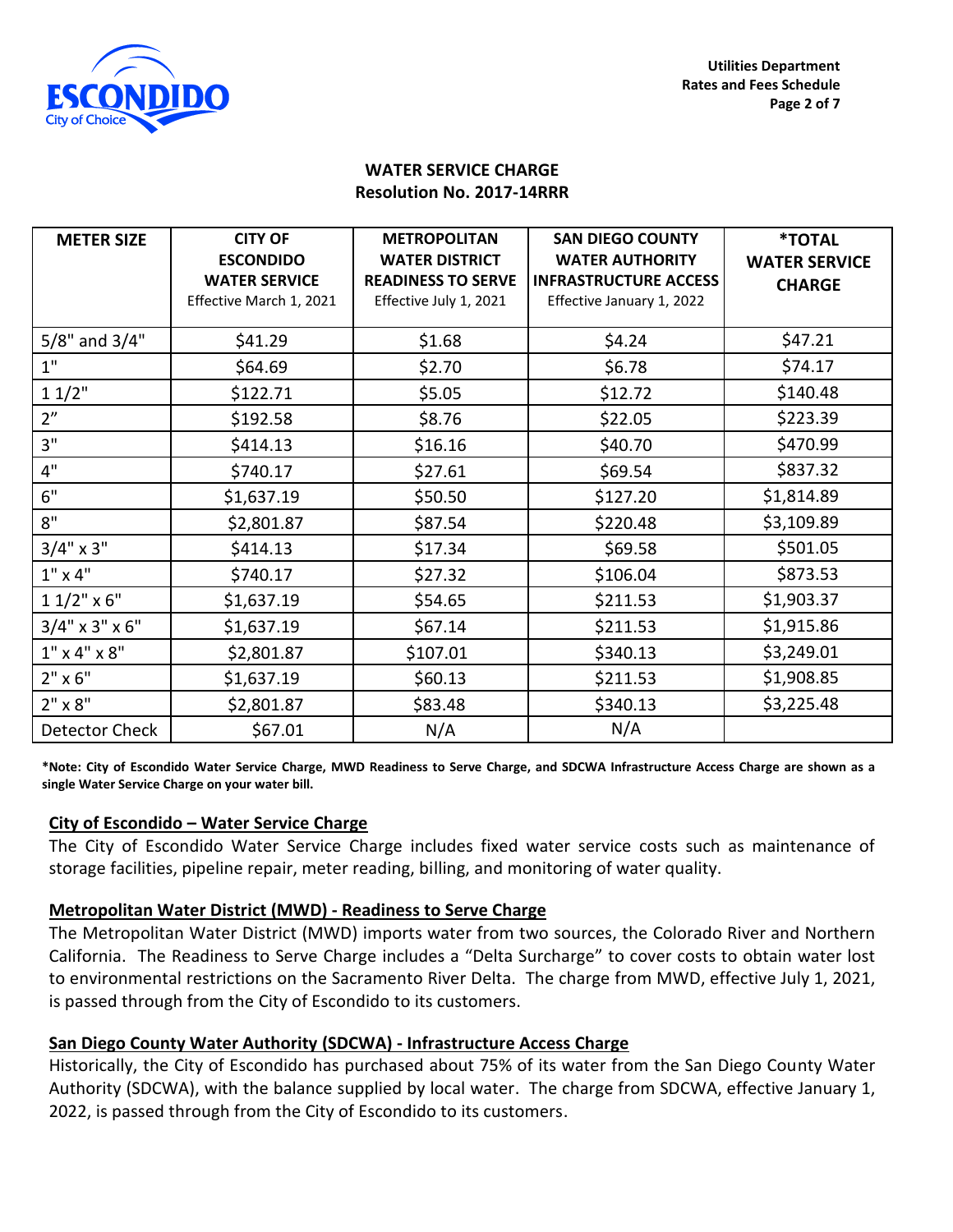## WATER SERVICE CHARGE
### Resolution No. 2017-14RRR

| METER SIZE | CITY OF ESCONDIDO WATER SERVICE Effective March 1, 2021 | METROPOLITAN WATER DISTRICT READINESS TO SERVE Effective July 1, 2021 | SAN DIEGO COUNTY WATER AUTHORITY INFRASTRUCTURE ACCESS Effective January 1, 2022 | *TOTAL WATER SERVICE CHARGE |
|---|---|---|---|---|
| 5/8" and 3/4" | $41.29 | $1.68 | $4.24 | $47.21 |
| 1" | $64.69 | $2.70 | $6.78 | $74.17 |
| 1 1/2" | $122.71 | $5.05 | $12.72 | $140.48 |
| 2" | $192.58 | $8.76 | $22.05 | $223.39 |
| 3" | $414.13 | $16.16 | $40.70 | $470.99 |
| 4" | $740.17 | $27.61 | $69.54 | $837.32 |
| 6" | $1,637.19 | $50.50 | $127.20 | $1,814.89 |
| 8" | $2,801.87 | $87.54 | $220.48 | $3,109.89 |
| 3/4" x 3" | $414.13 | $17.34 | $69.58 | $501.05 |
| 1" x 4" | $740.17 | $27.32 | $106.04 | $873.53 |
| 1 1/2" x 6" | $1,637.19 | $54.65 | $211.53 | $1,903.37 |
| 3/4" x 3" x 6" | $1,637.19 | $67.14 | $211.53 | $1,915.86 |
| 1" x 4" x 8" | $2,801.87 | $107.01 | $340.13 | $3,249.01 |
| 2" x 6" | $1,637.19 | $60.13 | $211.53 | $1,908.85 |
| 2" x 8" | $2,801.87 | $83.48 | $340.13 | $3,225.48 |
| Detector Check | $67.01 | N/A | N/A | |

**\*Note: City of Escondido Water Service Charge, MWD Readiness to Serve Charge, and SDCWA Infrastructure Access Charge are shown as a single Water Service Charge on your water bill.**

**City of Escondido – Water Service Charge**

The City of Escondido Water Service Charge includes fixed water service costs such as maintenance of storage facilities, pipeline repair, meter reading, billing, and monitoring of water quality.

**Metropolitan Water District (MWD) - Readiness to Serve Charge**

The Metropolitan Water District (MWD) imports water from two sources, the Colorado River and Northern California. The Readiness to Serve Charge includes a "Delta Surcharge" to cover costs to obtain water lost to environmental restrictions on the Sacramento River Delta. The charge from MWD, effective July 1, 2021, is passed through from the City of Escondido to its customers.

**San Diego County Water Authority (SDCWA) - Infrastructure Access Charge**

Historically, the City of Escondido has purchased about 75% of its water from the San Diego County Water Authority (SDCWA), with the balance supplied by local water. The charge from SDCWA, effective January 1, 2022, is passed through from the City of Escondido to its customers.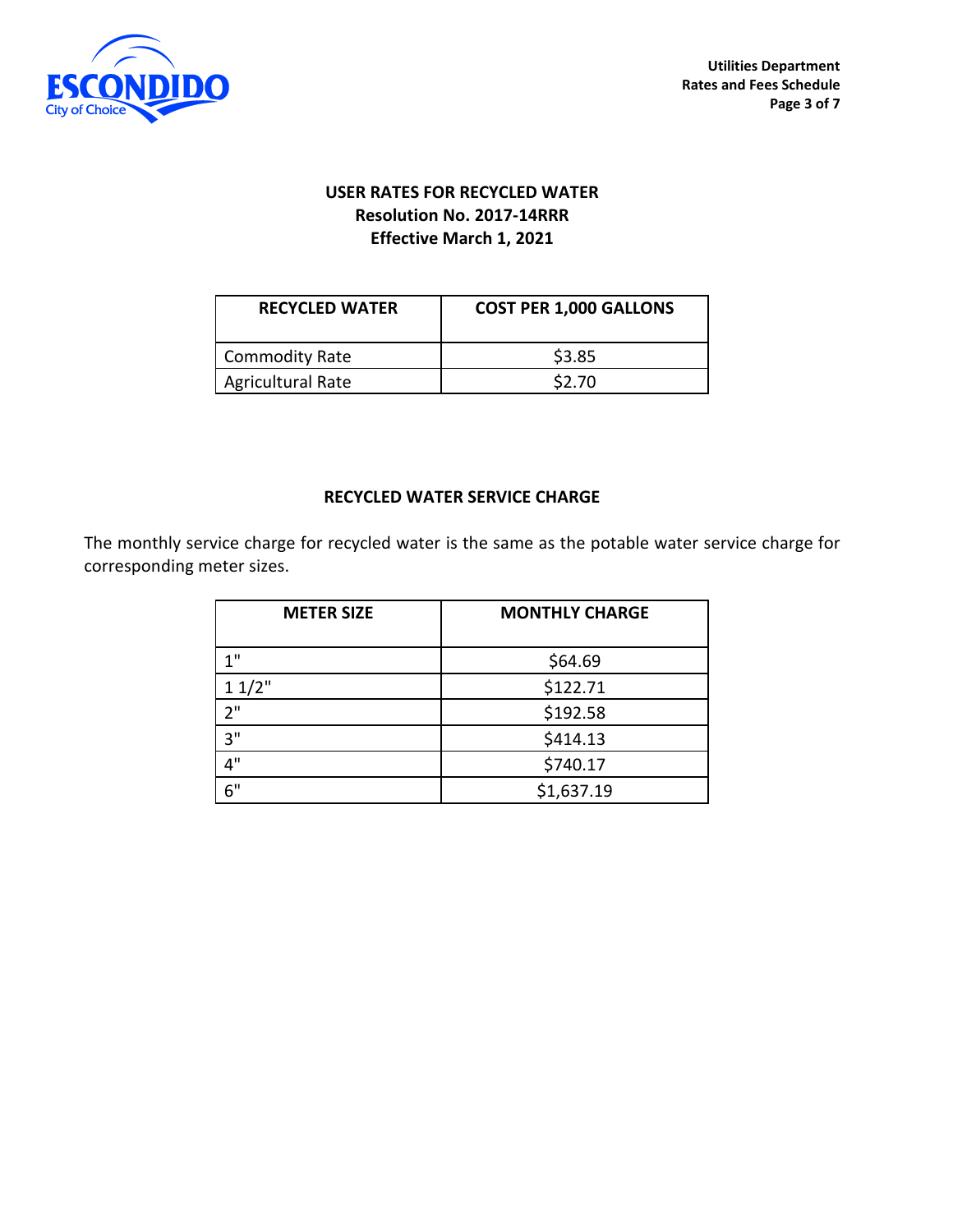## USER RATES FOR RECYCLED WATER
**Resolution No. 2017-14RRR**
**Effective March 1, 2021**

| RECYCLED WATER | COST PER 1,000 GALLONS |
|---|---|
| Commodity Rate | $3.85 |
| Agricultural Rate | $2.70 |

## RECYCLED WATER SERVICE CHARGE

The monthly service charge for recycled water is the same as the potable water service charge for corresponding meter sizes.

| METER SIZE | MONTHLY CHARGE |
|---|---|
| 1" | $64.69 |
| 1 1/2" | $122.71 |
| 2" | $192.58 |
| 3" | $414.13 |
| 4" | $740.17 |
| 6" | $1,637.19 |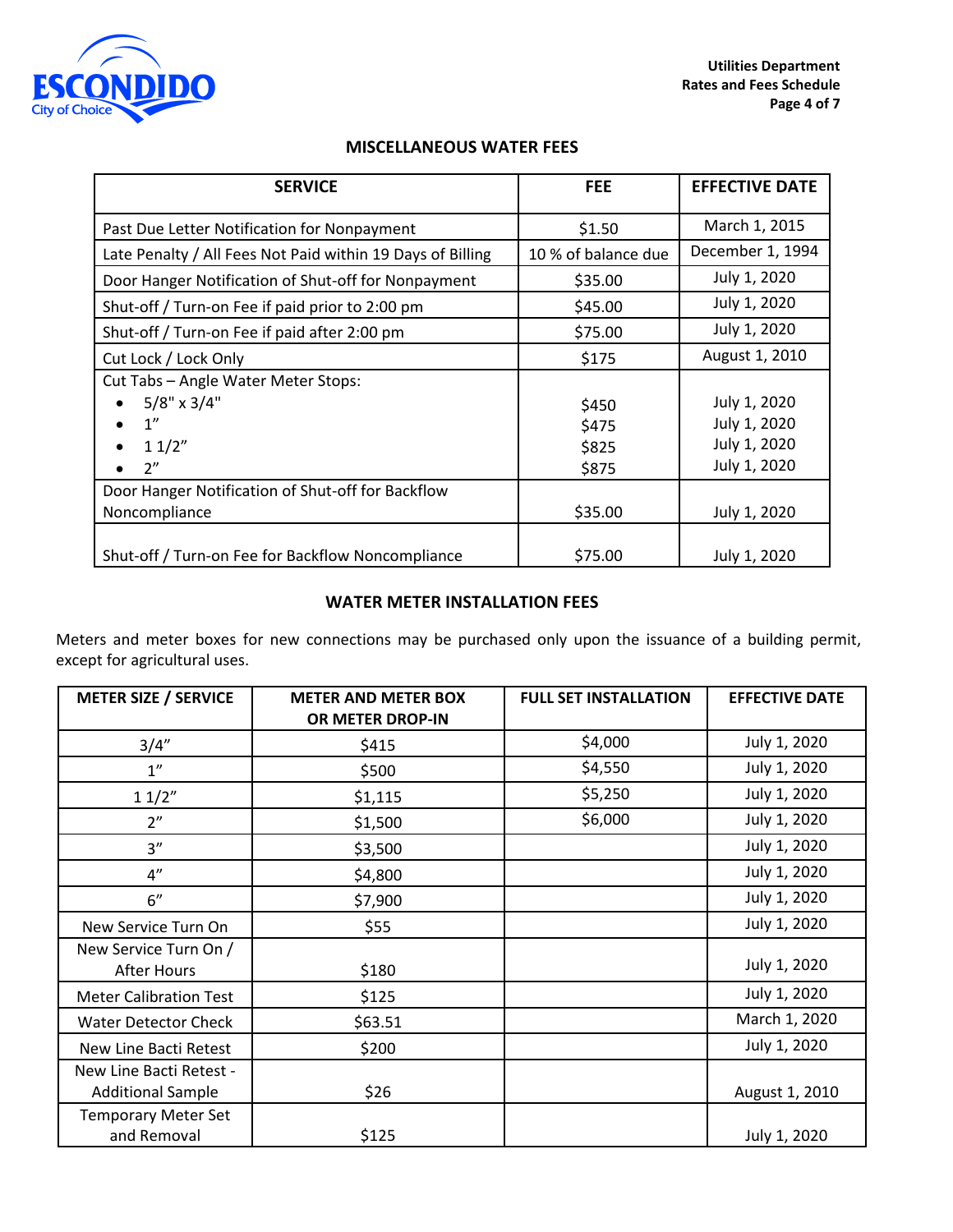## MISCELLANEOUS WATER FEES

| SERVICE | FEE | EFFECTIVE DATE |
|---|---|---|
| Past Due Letter Notification for Nonpayment | $1.50 | March 1, 2015 |
| Late Penalty / All Fees Not Paid within 19 Days of Billing | 10 % of balance due | December 1, 1994 |
| Door Hanger Notification of Shut-off for Nonpayment | $35.00 | July 1, 2020 |
| Shut-off / Turn-on Fee if paid prior to 2:00 pm | $45.00 | July 1, 2020 |
| Shut-off / Turn-on Fee if paid after 2:00 pm | $75.00 | July 1, 2020 |
| Cut Lock / Lock Only | $175 | August 1, 2010 |
| Cut Tabs – Angle Water Meter Stops: | | |
| • 5/8" x 3/4" | $450 | July 1, 2020 |
| • 1" | $475 | July 1, 2020 |
| • 1 1/2" | $825 | July 1, 2020 |
| • 2" | $875 | July 1, 2020 |
| Door Hanger Notification of Shut-off for Backflow Noncompliance | $35.00 | July 1, 2020 |
| Shut-off / Turn-on Fee for Backflow Noncompliance | $75.00 | July 1, 2020 |

## WATER METER INSTALLATION FEES

Meters and meter boxes for new connections may be purchased only upon the issuance of a building permit, except for agricultural uses.

| METER SIZE / SERVICE | METER AND METER BOX OR METER DROP-IN | FULL SET INSTALLATION | EFFECTIVE DATE |
|---|---|---|---|
| 3/4" | $415 | $4,000 | July 1, 2020 |
| 1" | $500 | $4,550 | July 1, 2020 |
| 1 1/2" | $1,115 | $5,250 | July 1, 2020 |
| 2" | $1,500 | $6,000 | July 1, 2020 |
| 3" | $3,500 | | July 1, 2020 |
| 4" | $4,800 | | July 1, 2020 |
| 6" | $7,900 | | July 1, 2020 |
| New Service Turn On | $55 | | July 1, 2020 |
| New Service Turn On / After Hours | $180 | | July 1, 2020 |
| Meter Calibration Test | $125 | | July 1, 2020 |
| Water Detector Check | $63.51 | | March 1, 2020 |
| New Line Bacti Retest | $200 | | July 1, 2020 |
| New Line Bacti Retest - Additional Sample | $26 | | August 1, 2010 |
| Temporary Meter Set and Removal | $125 | | July 1, 2020 |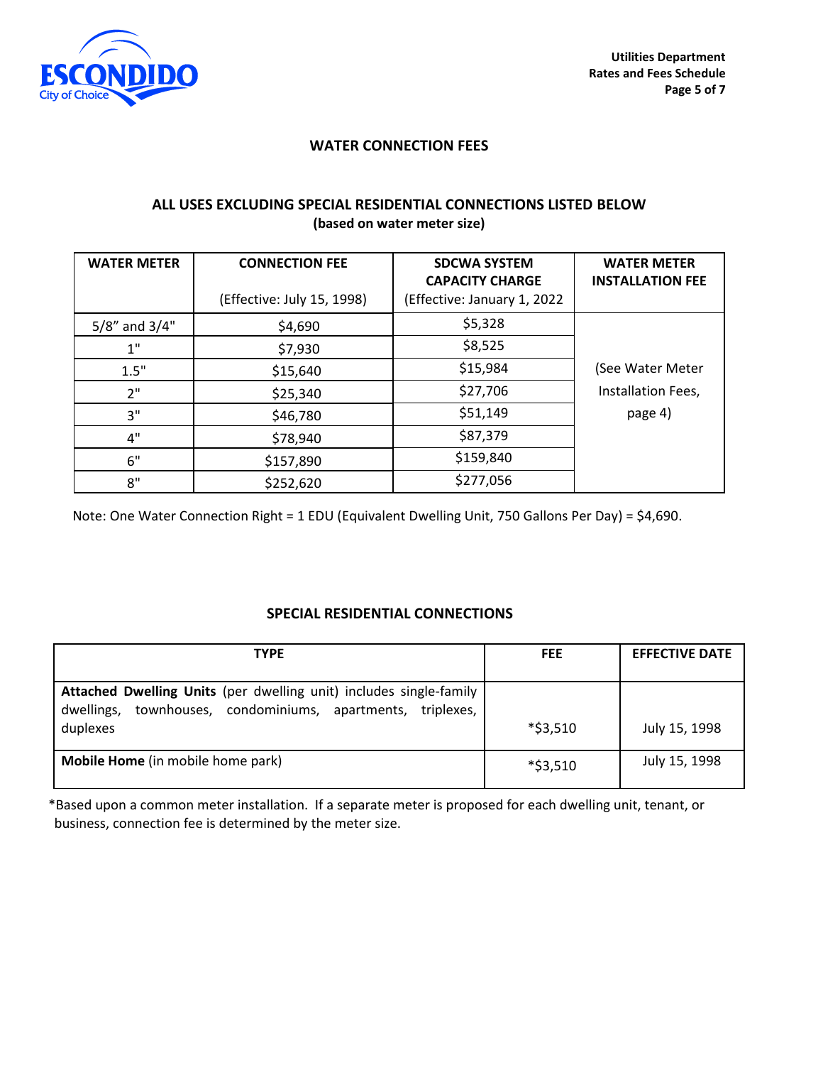## WATER CONNECTION FEES

### ALL USES EXCLUDING SPECIAL RESIDENTIAL CONNECTIONS LISTED BELOW
**(based on water meter size)**

| WATER METER | CONNECTION FEE (Effective: July 15, 1998) | SDCWA SYSTEM CAPACITY CHARGE (Effective: January 1, 2022 | WATER METER INSTALLATION FEE |
|---|---|---|---|
| 5/8" and 3/4" | $4,690 | $5,328 | (See Water Meter Installation Fees, page 4) |
| 1" | $7,930 | $8,525 | |
| 1.5" | $15,640 | $15,984 | |
| 2" | $25,340 | $27,706 | |
| 3" | $46,780 | $51,149 | |
| 4" | $78,940 | $87,379 | |
| 6" | $157,890 | $159,840 | |
| 8" | $252,620 | $277,056 | |

Note: One Water Connection Right = 1 EDU (Equivalent Dwelling Unit, 750 Gallons Per Day) = $4,690.

### SPECIAL RESIDENTIAL CONNECTIONS

| TYPE | FEE | EFFECTIVE DATE |
|---|---|---|
| **Attached Dwelling Units** (per dwelling unit) includes single-family dwellings, townhouses, condominiums, apartments, triplexes, duplexes | *$3,510 | July 15, 1998 |
| **Mobile Home** (in mobile home park) | *$3,510 | July 15, 1998 |

*Based upon a common meter installation. If a separate meter is proposed for each dwelling unit, tenant, or business, connection fee is determined by the meter size.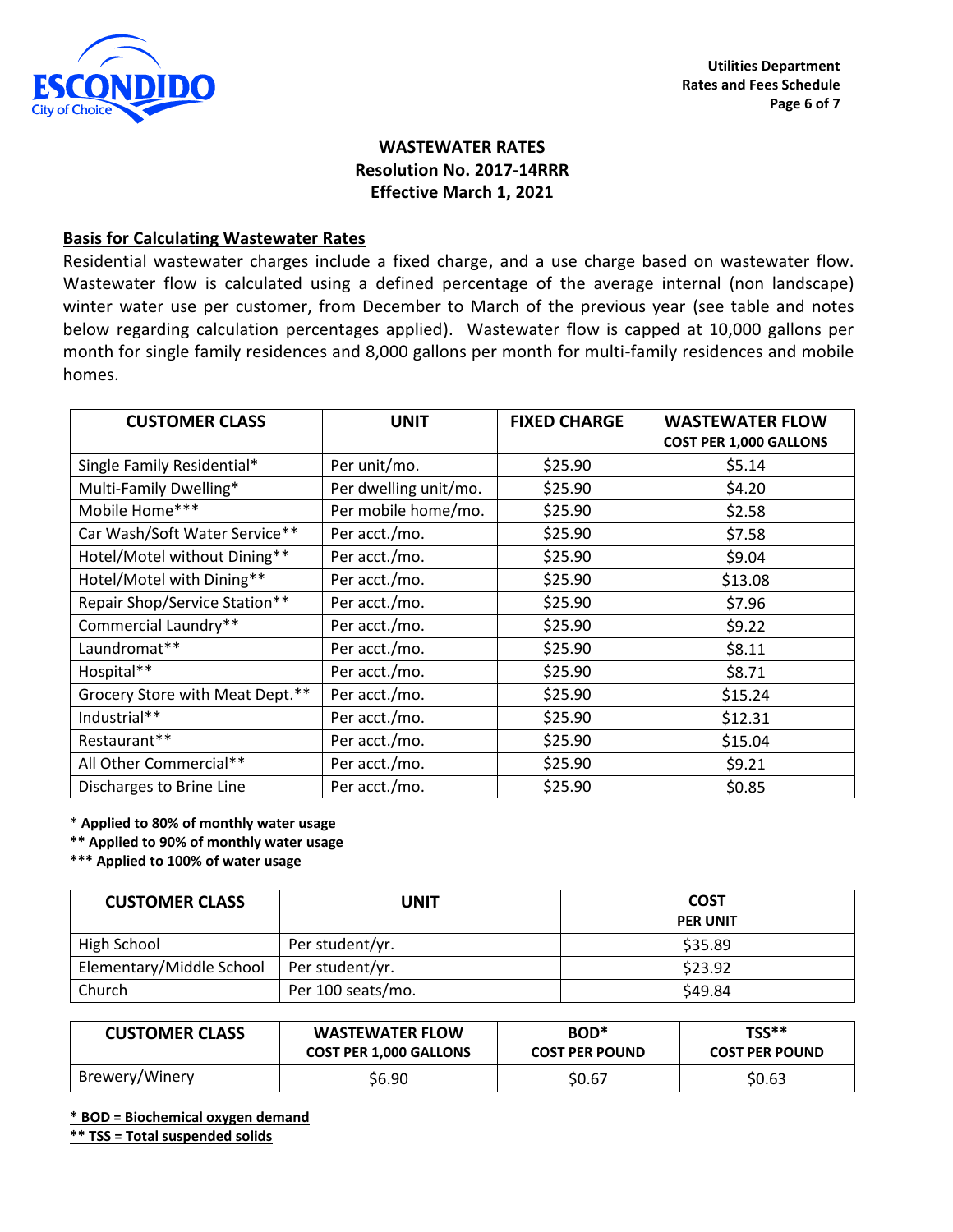## WASTEWATER RATES
**Resolution No. 2017-14RRR**
**Effective March 1, 2021**

**Basis for Calculating Wastewater Rates**

Residential wastewater charges include a fixed charge, and a use charge based on wastewater flow. Wastewater flow is calculated using a defined percentage of the average internal (non landscape) winter water use per customer, from December to March of the previous year (see table and notes below regarding calculation percentages applied). Wastewater flow is capped at 10,000 gallons per month for single family residences and 8,000 gallons per month for multi-family residences and mobile homes.

| CUSTOMER CLASS | UNIT | FIXED CHARGE | WASTEWATER FLOW COST PER 1,000 GALLONS |
|---|---|---|---|
| Single Family Residential* | Per unit/mo. | $25.90 | $5.14 |
| Multi-Family Dwelling* | Per dwelling unit/mo. | $25.90 | $4.20 |
| Mobile Home*** | Per mobile home/mo. | $25.90 | $2.58 |
| Car Wash/Soft Water Service** | Per acct./mo. | $25.90 | $7.58 |
| Hotel/Motel without Dining** | Per acct./mo. | $25.90 | $9.04 |
| Hotel/Motel with Dining** | Per acct./mo. | $25.90 | $13.08 |
| Repair Shop/Service Station** | Per acct./mo. | $25.90 | $7.96 |
| Commercial Laundry** | Per acct./mo. | $25.90 | $9.22 |
| Laundromat** | Per acct./mo. | $25.90 | $8.11 |
| Hospital** | Per acct./mo. | $25.90 | $8.71 |
| Grocery Store with Meat Dept.** | Per acct./mo. | $25.90 | $15.24 |
| Industrial** | Per acct./mo. | $25.90 | $12.31 |
| Restaurant** | Per acct./mo. | $25.90 | $15.04 |
| All Other Commercial** | Per acct./mo. | $25.90 | $9.21 |
| Discharges to Brine Line | Per acct./mo. | $25.90 | $0.85 |

\* **Applied to 80% of monthly water usage**
**\*\* Applied to 90% of monthly water usage**
**\*\*\* Applied to 100% of water usage**

| CUSTOMER CLASS | UNIT | COST PER UNIT |
|---|---|---|
| High School | Per student/yr. | $35.89 |
| Elementary/Middle School | Per student/yr. | $23.92 |
| Church | Per 100 seats/mo. | $49.84 |

| CUSTOMER CLASS | WASTEWATER FLOW COST PER 1,000 GALLONS | BOD* COST PER POUND | TSS** COST PER POUND |
|---|---|---|---|
| Brewery/Winery | $6.90 | $0.67 | $0.63 |

**\* BOD = Biochemical oxygen demand**
**\*\* TSS = Total suspended solids**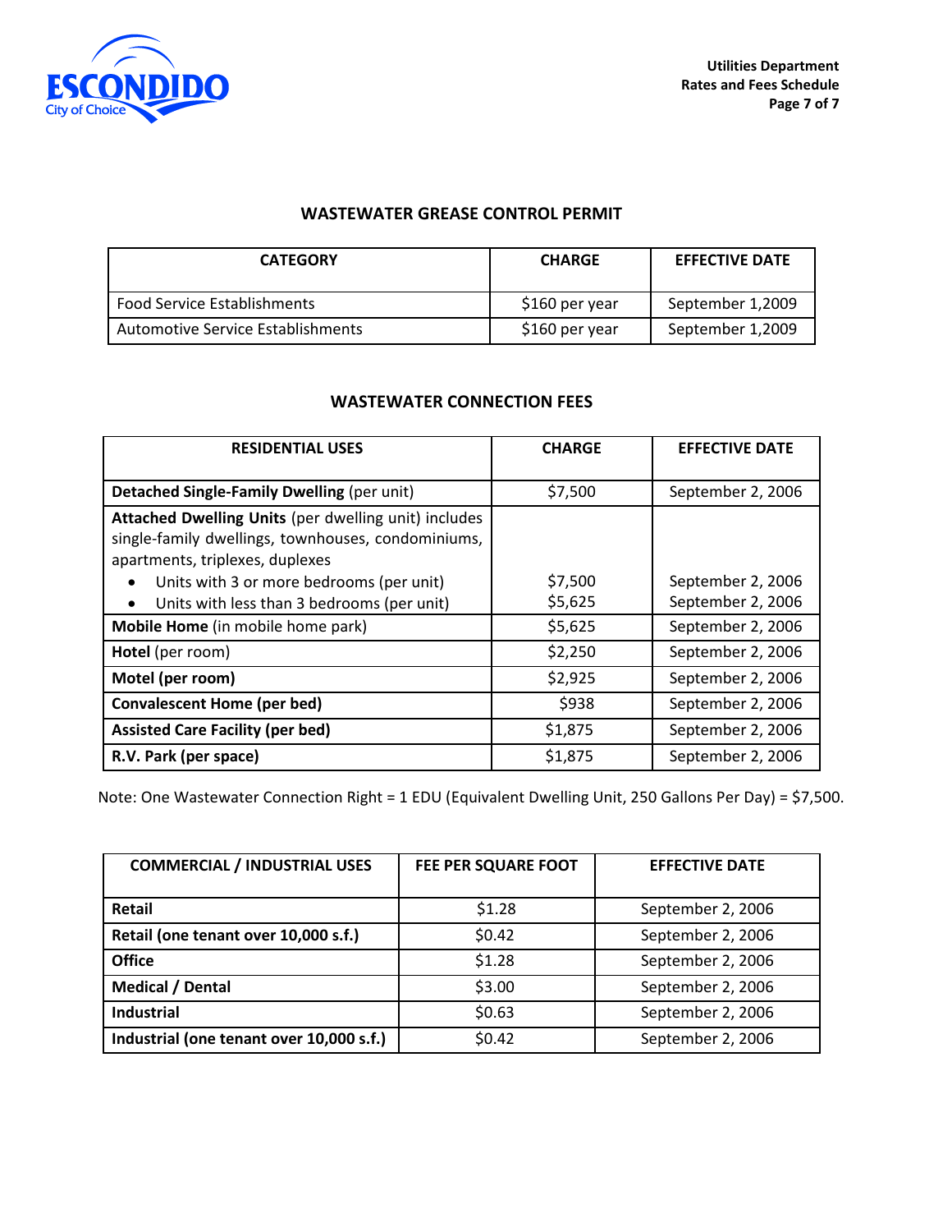## WASTEWATER GREASE CONTROL PERMIT

| CATEGORY | CHARGE | EFFECTIVE DATE |
|---|---|---|
| Food Service Establishments | $160 per year | September 1,2009 |
| Automotive Service Establishments | $160 per year | September 1,2009 |

## WASTEWATER CONNECTION FEES

| RESIDENTIAL USES | CHARGE | EFFECTIVE DATE |
|---|---|---|
| **Detached Single-Family Dwelling** (per unit) | $7,500 | September 2, 2006 |
| **Attached Dwelling Units** (per dwelling unit) includes single-family dwellings, townhouses, condominiums, apartments, triplexes, duplexes | | |
| • Units with 3 or more bedrooms (per unit) | $7,500 | September 2, 2006 |
| • Units with less than 3 bedrooms (per unit) | $5,625 | September 2, 2006 |
| **Mobile Home** (in mobile home park) | $5,625 | September 2, 2006 |
| **Hotel** (per room) | $2,250 | September 2, 2006 |
| **Motel (per room)** | $2,925 | September 2, 2006 |
| **Convalescent Home (per bed)** | $938 | September 2, 2006 |
| **Assisted Care Facility (per bed)** | $1,875 | September 2, 2006 |
| **R.V. Park (per space)** | $1,875 | September 2, 2006 |

Note: One Wastewater Connection Right = 1 EDU (Equivalent Dwelling Unit, 250 Gallons Per Day) = $7,500.

| COMMERCIAL / INDUSTRIAL USES | FEE PER SQUARE FOOT | EFFECTIVE DATE |
|---|---|---|
| **Retail** | $1.28 | September 2, 2006 |
| **Retail (one tenant over 10,000 s.f.)** | $0.42 | September 2, 2006 |
| **Office** | $1.28 | September 2, 2006 |
| **Medical / Dental** | $3.00 | September 2, 2006 |
| **Industrial** | $0.63 | September 2, 2006 |
| **Industrial (one tenant over 10,000 s.f.)** | $0.42 | September 2, 2006 |